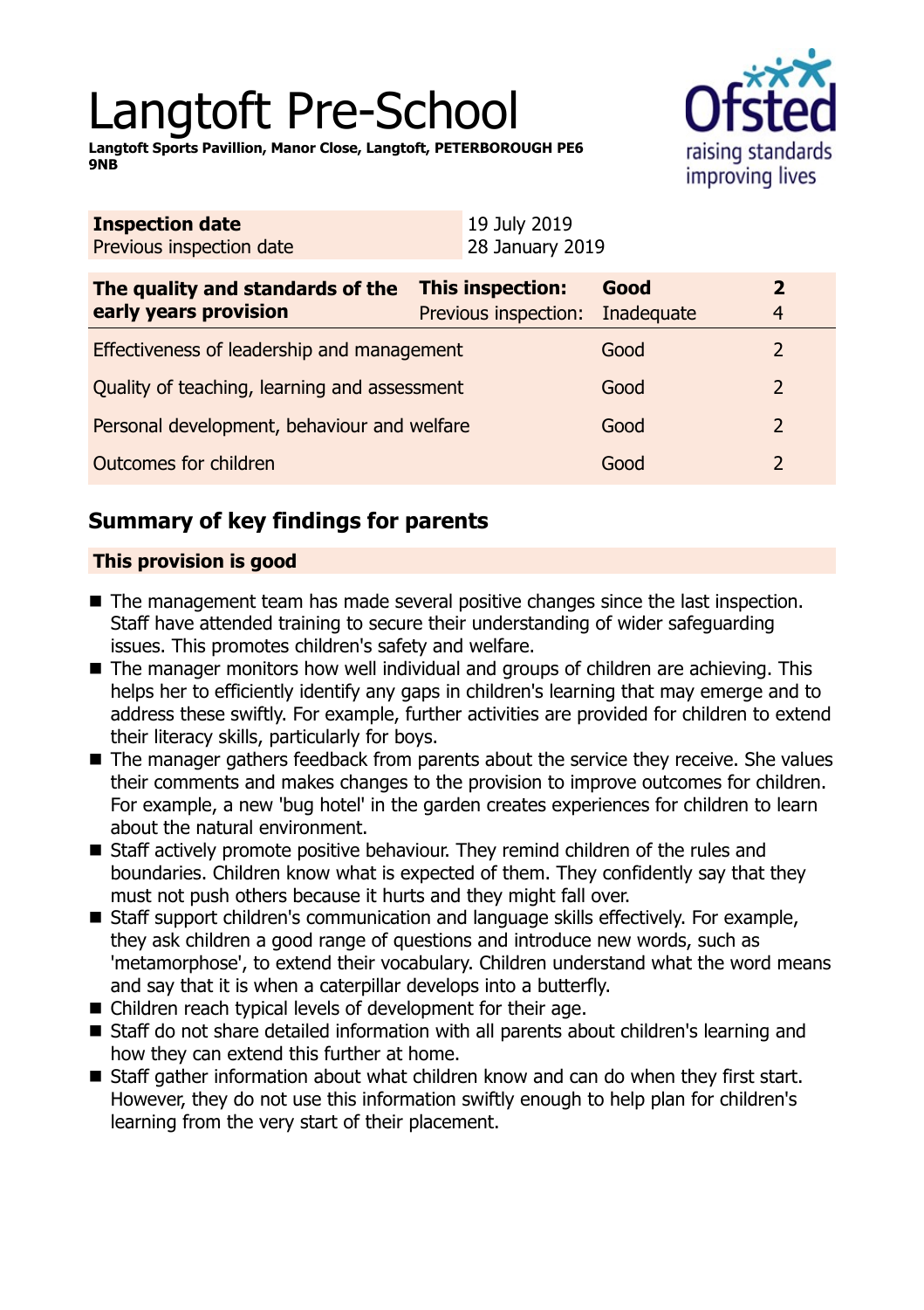# Langtoft Pre-School

**Langtoft Sports Pavillion, Manor Close, Langtoft, PETERBOROUGH PE6 9NB**

| **Inspection date** | 19 July 2019 |
|---|---|
| Previous inspection date | 28 January 2019 |

| **The quality and standards of the early years provision** | **This inspection:** | **Good** | **2** |
|---|---|---|---|
| | Previous inspection: | Inadequate | 4 |
| Effectiveness of leadership and management | | Good | 2 |
| Quality of teaching, learning and assessment | | Good | 2 |
| Personal development, behaviour and welfare | | Good | 2 |
| Outcomes for children | | Good | 2 |

## Summary of key findings for parents

**This provision is good**

- The management team has made several positive changes since the last inspection. Staff have attended training to secure their understanding of wider safeguarding issues. This promotes children's safety and welfare.
- The manager monitors how well individual and groups of children are achieving. This helps her to efficiently identify any gaps in children's learning that may emerge and to address these swiftly. For example, further activities are provided for children to extend their literacy skills, particularly for boys.
- The manager gathers feedback from parents about the service they receive. She values their comments and makes changes to the provision to improve outcomes for children. For example, a new 'bug hotel' in the garden creates experiences for children to learn about the natural environment.
- Staff actively promote positive behaviour. They remind children of the rules and boundaries. Children know what is expected of them. They confidently say that they must not push others because it hurts and they might fall over.
- Staff support children's communication and language skills effectively. For example, they ask children a good range of questions and introduce new words, such as 'metamorphose', to extend their vocabulary. Children understand what the word means and say that it is when a caterpillar develops into a butterfly.
- Children reach typical levels of development for their age.
- Staff do not share detailed information with all parents about children's learning and how they can extend this further at home.
- Staff gather information about what children know and can do when they first start. However, they do not use this information swiftly enough to help plan for children's learning from the very start of their placement.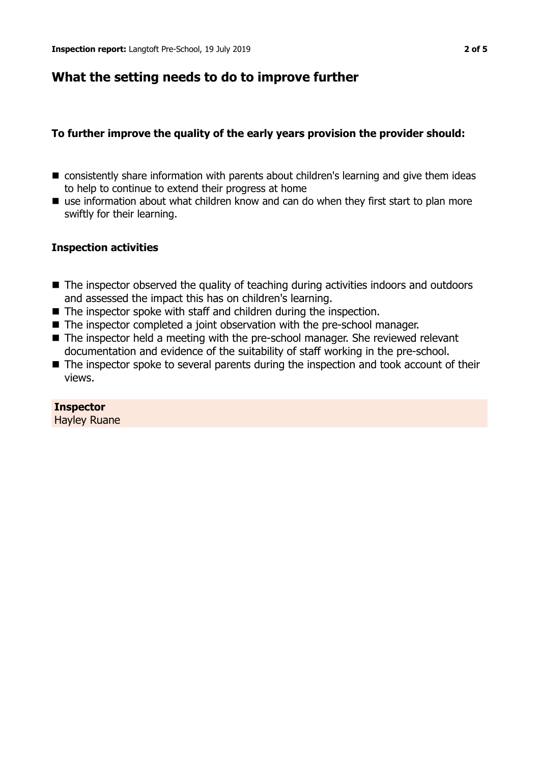## What the setting needs to do to improve further

**To further improve the quality of the early years provision the provider should:**

- consistently share information with parents about children's learning and give them ideas to help to continue to extend their progress at home
- use information about what children know and can do when they first start to plan more swiftly for their learning.

**Inspection activities**

- The inspector observed the quality of teaching during activities indoors and outdoors and assessed the impact this has on children's learning.
- The inspector spoke with staff and children during the inspection.
- The inspector completed a joint observation with the pre-school manager.
- The inspector held a meeting with the pre-school manager. She reviewed relevant documentation and evidence of the suitability of staff working in the pre-school.
- The inspector spoke to several parents during the inspection and took account of their views.

**Inspector**
Hayley Ruane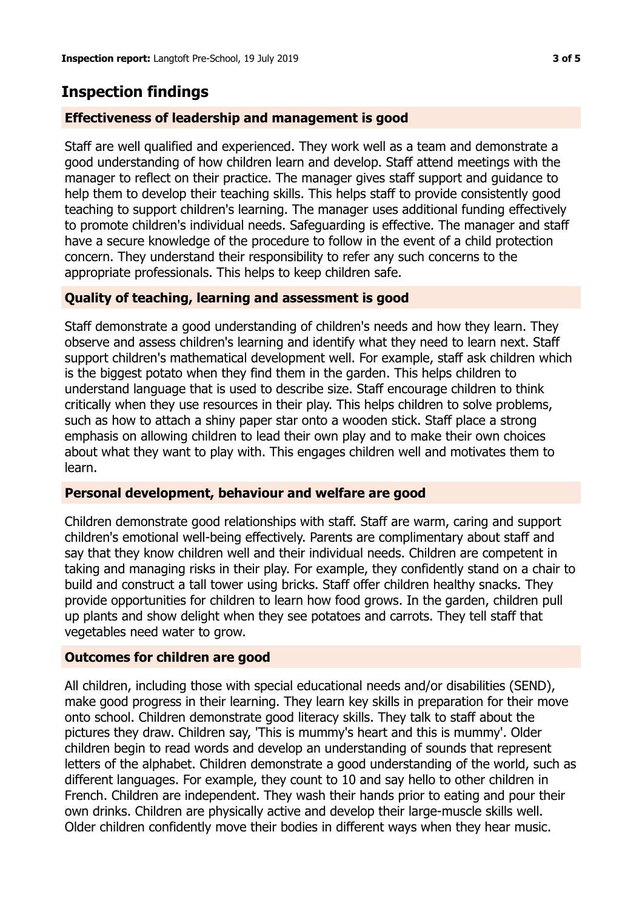## Inspection findings

### Effectiveness of leadership and management is good

Staff are well qualified and experienced. They work well as a team and demonstrate a good understanding of how children learn and develop. Staff attend meetings with the manager to reflect on their practice. The manager gives staff support and guidance to help them to develop their teaching skills. This helps staff to provide consistently good teaching to support children's learning. The manager uses additional funding effectively to promote children's individual needs. Safeguarding is effective. The manager and staff have a secure knowledge of the procedure to follow in the event of a child protection concern. They understand their responsibility to refer any such concerns to the appropriate professionals. This helps to keep children safe.

### Quality of teaching, learning and assessment is good

Staff demonstrate a good understanding of children's needs and how they learn. They observe and assess children's learning and identify what they need to learn next. Staff support children's mathematical development well. For example, staff ask children which is the biggest potato when they find them in the garden. This helps children to understand language that is used to describe size. Staff encourage children to think critically when they use resources in their play. This helps children to solve problems, such as how to attach a shiny paper star onto a wooden stick. Staff place a strong emphasis on allowing children to lead their own play and to make their own choices about what they want to play with. This engages children well and motivates them to learn.

### Personal development, behaviour and welfare are good

Children demonstrate good relationships with staff. Staff are warm, caring and support children's emotional well-being effectively. Parents are complimentary about staff and say that they know children well and their individual needs. Children are competent in taking and managing risks in their play. For example, they confidently stand on a chair to build and construct a tall tower using bricks. Staff offer children healthy snacks. They provide opportunities for children to learn how food grows. In the garden, children pull up plants and show delight when they see potatoes and carrots. They tell staff that vegetables need water to grow.

### Outcomes for children are good

All children, including those with special educational needs and/or disabilities (SEND), make good progress in their learning. They learn key skills in preparation for their move onto school. Children demonstrate good literacy skills. They talk to staff about the pictures they draw. Children say, 'This is mummy's heart and this is mummy'. Older children begin to read words and develop an understanding of sounds that represent letters of the alphabet. Children demonstrate a good understanding of the world, such as different languages. For example, they count to 10 and say hello to other children in French. Children are independent. They wash their hands prior to eating and pour their own drinks. Children are physically active and develop their large-muscle skills well. Older children confidently move their bodies in different ways when they hear music.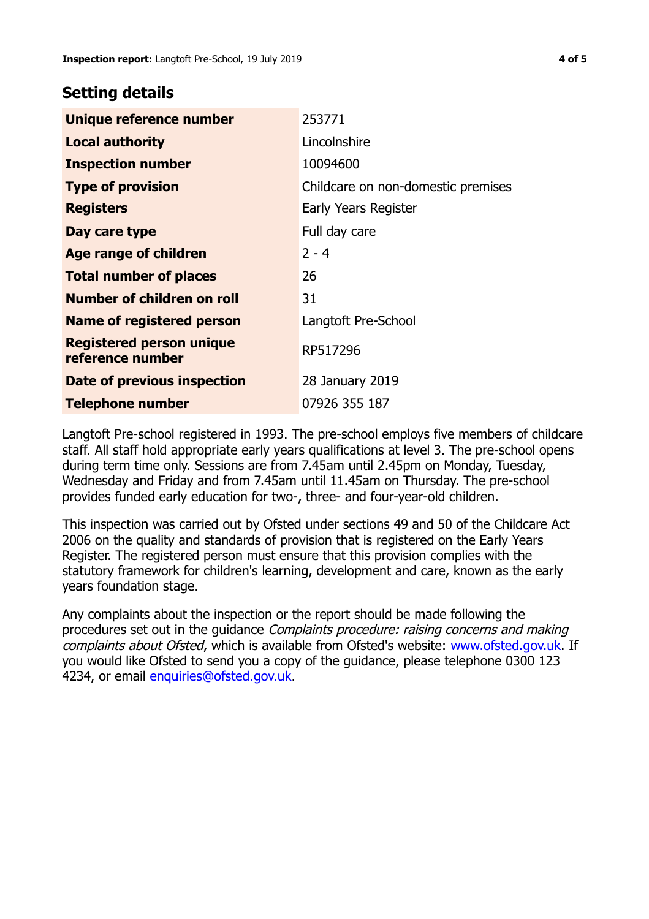## Setting details

| | |
|---|---|
| **Unique reference number** | 253771 |
| **Local authority** | Lincolnshire |
| **Inspection number** | 10094600 |
| **Type of provision** | Childcare on non-domestic premises |
| **Registers** | Early Years Register |
| **Day care type** | Full day care |
| **Age range of children** | 2 - 4 |
| **Total number of places** | 26 |
| **Number of children on roll** | 31 |
| **Name of registered person** | Langtoft Pre-School |
| **Registered person unique reference number** | RP517296 |
| **Date of previous inspection** | 28 January 2019 |
| **Telephone number** | 07926 355 187 |

Langtoft Pre-school registered in 1993. The pre-school employs five members of childcare staff. All staff hold appropriate early years qualifications at level 3. The pre-school opens during term time only. Sessions are from 7.45am until 2.45pm on Monday, Tuesday, Wednesday and Friday and from 7.45am until 11.45am on Thursday. The pre-school provides funded early education for two-, three- and four-year-old children.

This inspection was carried out by Ofsted under sections 49 and 50 of the Childcare Act 2006 on the quality and standards of provision that is registered on the Early Years Register. The registered person must ensure that this provision complies with the statutory framework for children's learning, development and care, known as the early years foundation stage.

Any complaints about the inspection or the report should be made following the procedures set out in the guidance *Complaints procedure: raising concerns and making complaints about Ofsted*, which is available from Ofsted's website: www.ofsted.gov.uk. If you would like Ofsted to send you a copy of the guidance, please telephone 0300 123 4234, or email enquiries@ofsted.gov.uk.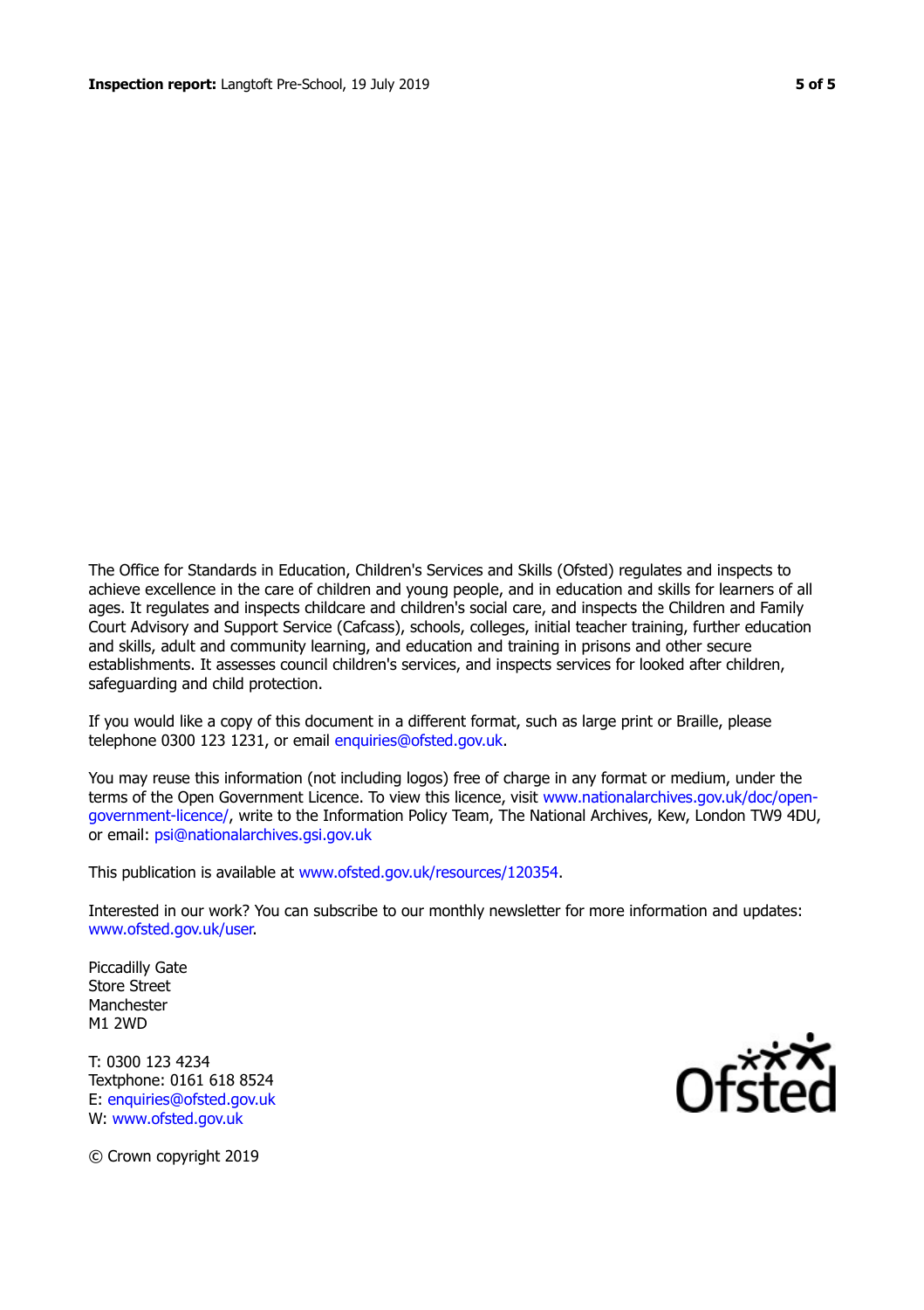The Office for Standards in Education, Children's Services and Skills (Ofsted) regulates and inspects to achieve excellence in the care of children and young people, and in education and skills for learners of all ages. It regulates and inspects childcare and children's social care, and inspects the Children and Family Court Advisory and Support Service (Cafcass), schools, colleges, initial teacher training, further education and skills, adult and community learning, and education and training in prisons and other secure establishments. It assesses council children's services, and inspects services for looked after children, safeguarding and child protection.

If you would like a copy of this document in a different format, such as large print or Braille, please telephone 0300 123 1231, or email enquiries@ofsted.gov.uk.

You may reuse this information (not including logos) free of charge in any format or medium, under the terms of the Open Government Licence. To view this licence, visit www.nationalarchives.gov.uk/doc/open-government-licence/, write to the Information Policy Team, The National Archives, Kew, London TW9 4DU, or email: psi@nationalarchives.gsi.gov.uk

This publication is available at www.ofsted.gov.uk/resources/120354.

Interested in our work? You can subscribe to our monthly newsletter for more information and updates: www.ofsted.gov.uk/user.

Piccadilly Gate  
Store Street  
Manchester  
M1 2WD

T: 0300 123 4234  
Textphone: 0161 618 8524  
E: enquiries@ofsted.gov.uk  
W: www.ofsted.gov.uk

© Crown copyright 2019